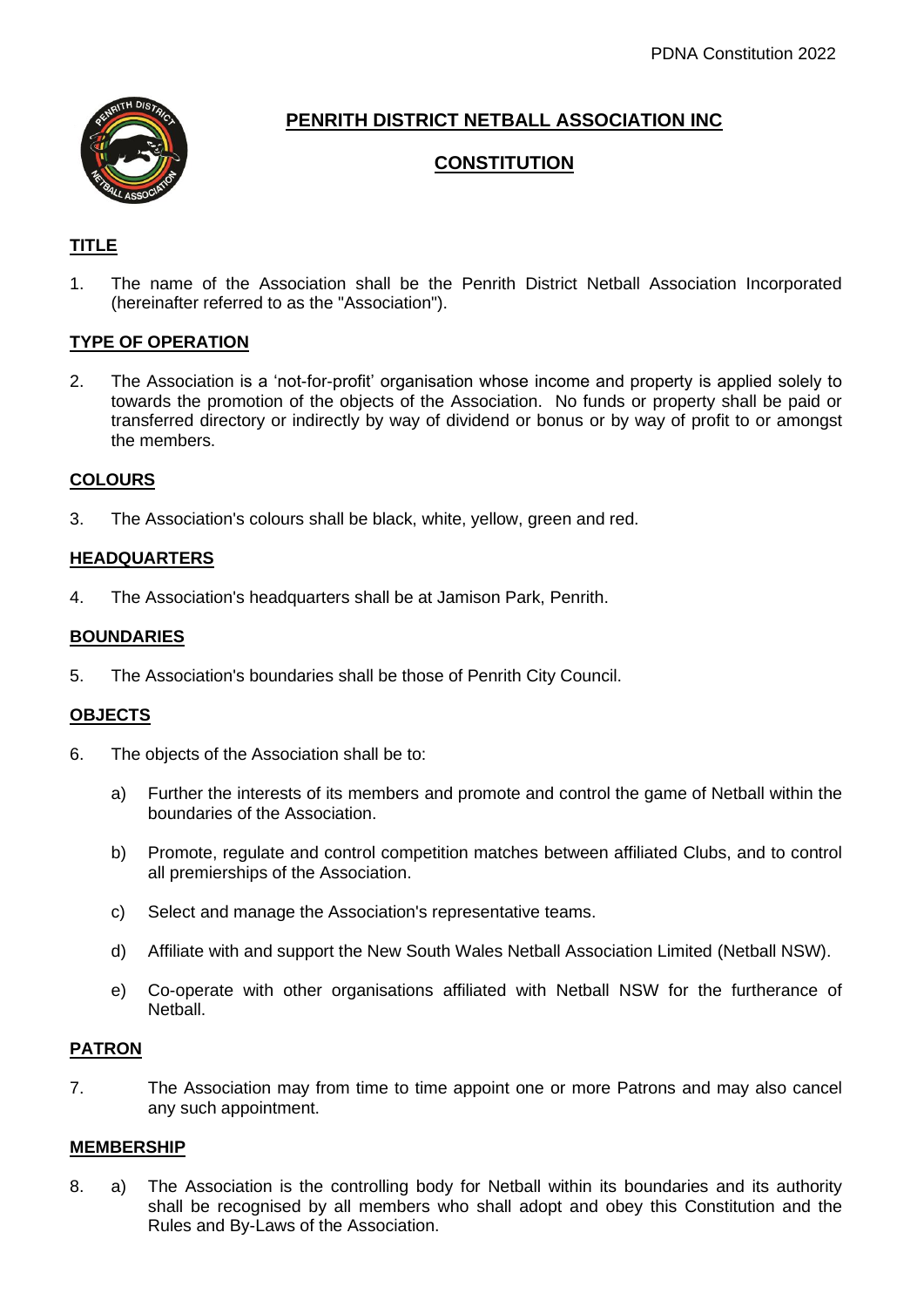# PENRITH DISTRICT NETBALL ASSOCIATION INC

## CONSTITUTION

### TITLE

1. The name of the Association shall be the Penrith District Netball Association Incorporated (hereinafter referred to as the "Association").

### TYPE OF OPERATION

2. The Association is a 'not-for-profit' organisation whose income and property is applied solely to towards the promotion of the objects of the Association. No funds or property shall be paid or transferred directory or indirectly by way of dividend or bonus or by way of profit to or amongst the members.

### COLOURS

3. The Association's colours shall be black, white, yellow, green and red.

### HEADQUARTERS

4. The Association's headquarters shall be at Jamison Park, Penrith.

### BOUNDARIES

5. The Association's boundaries shall be those of Penrith City Council.

### OBJECTS

6. The objects of the Association shall be to:

   a) Further the interests of its members and promote and control the game of Netball within the boundaries of the Association.

   b) Promote, regulate and control competition matches between affiliated Clubs, and to control all premierships of the Association.

   c) Select and manage the Association's representative teams.

   d) Affiliate with and support the New South Wales Netball Association Limited (Netball NSW).

   e) Co-operate with other organisations affiliated with Netball NSW for the furtherance of Netball.

### PATRON

7. The Association may from time to time appoint one or more Patrons and may also cancel any such appointment.

### MEMBERSHIP

8. a) The Association is the controlling body for Netball within its boundaries and its authority shall be recognised by all members who shall adopt and obey this Constitution and the Rules and By-Laws of the Association.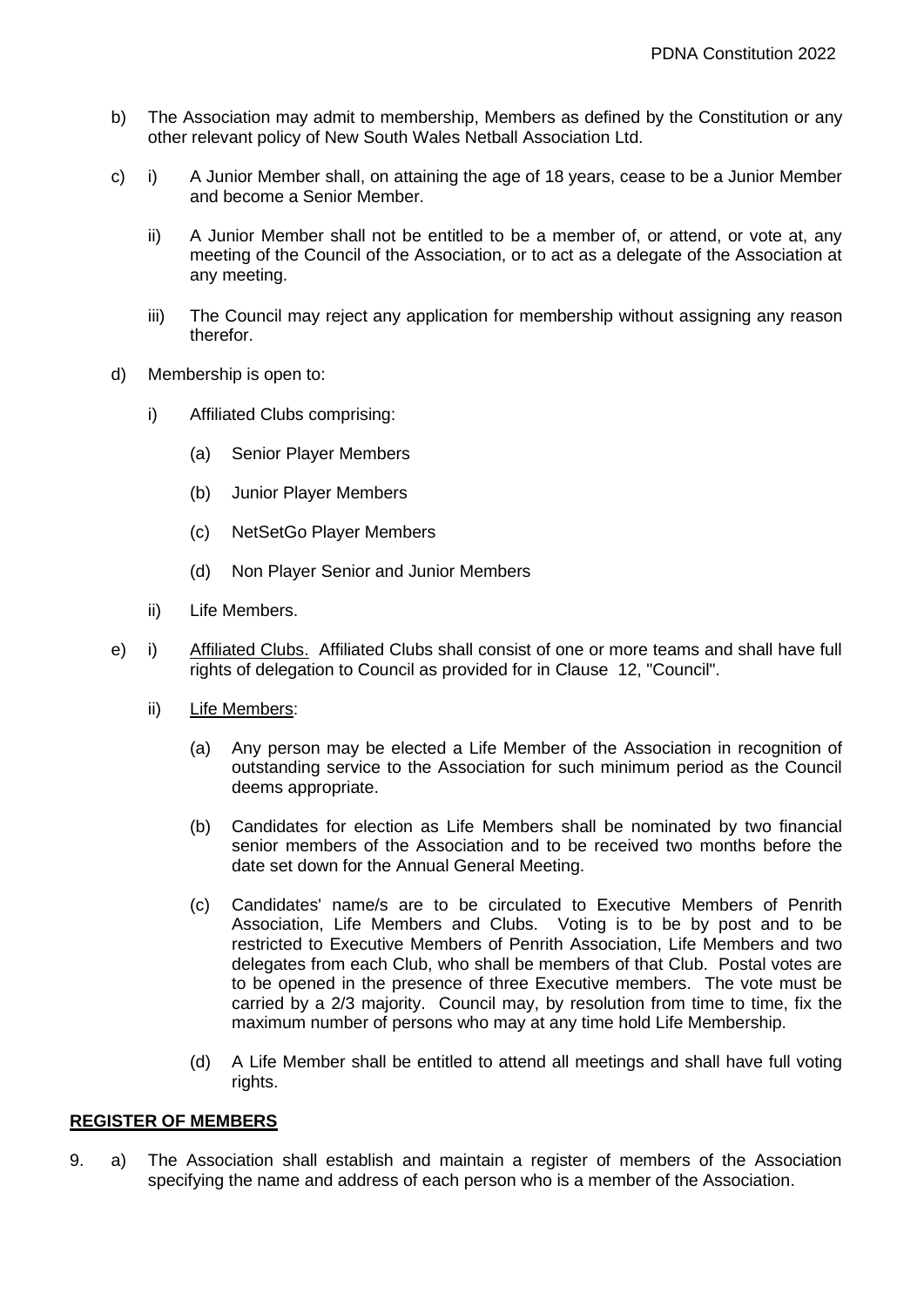b) The Association may admit to membership, Members as defined by the Constitution or any other relevant policy of New South Wales Netball Association Ltd.

c) i) A Junior Member shall, on attaining the age of 18 years, cease to be a Junior Member and become a Senior Member.

   ii) A Junior Member shall not be entitled to be a member of, or attend, or vote at, any meeting of the Council of the Association, or to act as a delegate of the Association at any meeting.

   iii) The Council may reject any application for membership without assigning any reason therefor.

d) Membership is open to:

   i) Affiliated Clubs comprising:

      (a) Senior Player Members

      (b) Junior Player Members

      (c) NetSetGo Player Members

      (d) Non Player Senior and Junior Members

   ii) Life Members.

e) i) Affiliated Clubs. Affiliated Clubs shall consist of one or more teams and shall have full rights of delegation to Council as provided for in Clause 12, "Council".

   ii) Life Members:

      (a) Any person may be elected a Life Member of the Association in recognition of outstanding service to the Association for such minimum period as the Council deems appropriate.

      (b) Candidates for election as Life Members shall be nominated by two financial senior members of the Association and to be received two months before the date set down for the Annual General Meeting.

      (c) Candidates' name/s are to be circulated to Executive Members of Penrith Association, Life Members and Clubs. Voting is to be by post and to be restricted to Executive Members of Penrith Association, Life Members and two delegates from each Club, who shall be members of that Club. Postal votes are to be opened in the presence of three Executive members. The vote must be carried by a 2/3 majority. Council may, by resolution from time to time, fix the maximum number of persons who may at any time hold Life Membership.

      (d) A Life Member shall be entitled to attend all meetings and shall have full voting rights.

## REGISTER OF MEMBERS

9. a) The Association shall establish and maintain a register of members of the Association specifying the name and address of each person who is a member of the Association.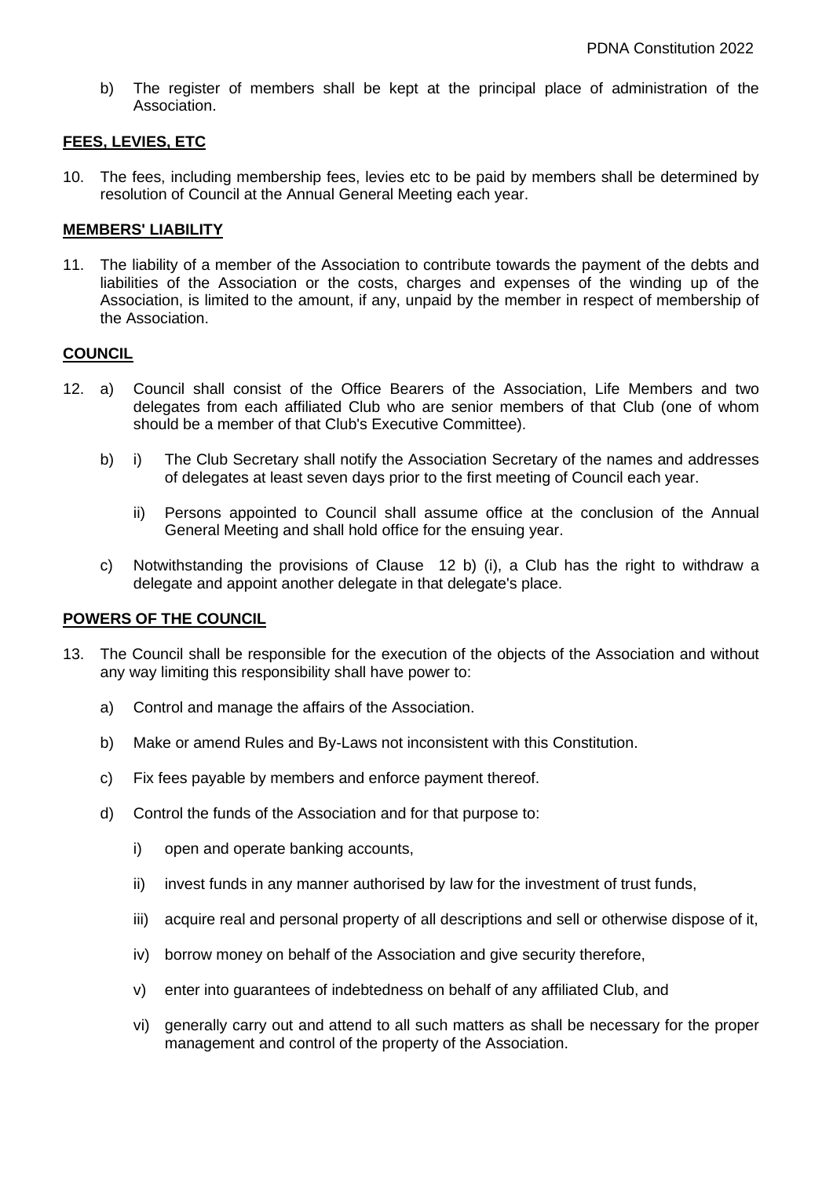b) The register of members shall be kept at the principal place of administration of the Association.

**FEES, LEVIES, ETC**

10. The fees, including membership fees, levies etc to be paid by members shall be determined by resolution of Council at the Annual General Meeting each year.

**MEMBERS' LIABILITY**

11. The liability of a member of the Association to contribute towards the payment of the debts and liabilities of the Association or the costs, charges and expenses of the winding up of the Association, is limited to the amount, if any, unpaid by the member in respect of membership of the Association.

**COUNCIL**

12. a) Council shall consist of the Office Bearers of the Association, Life Members and two delegates from each affiliated Club who are senior members of that Club (one of whom should be a member of that Club's Executive Committee).

    b) i) The Club Secretary shall notify the Association Secretary of the names and addresses of delegates at least seven days prior to the first meeting of Council each year.

       ii) Persons appointed to Council shall assume office at the conclusion of the Annual General Meeting and shall hold office for the ensuing year.

    c) Notwithstanding the provisions of Clause 12 b) (i), a Club has the right to withdraw a delegate and appoint another delegate in that delegate's place.

**POWERS OF THE COUNCIL**

13. The Council shall be responsible for the execution of the objects of the Association and without any way limiting this responsibility shall have power to:

    a) Control and manage the affairs of the Association.

    b) Make or amend Rules and By-Laws not inconsistent with this Constitution.

    c) Fix fees payable by members and enforce payment thereof.

    d) Control the funds of the Association and for that purpose to:

       i) open and operate banking accounts,

       ii) invest funds in any manner authorised by law for the investment of trust funds,

       iii) acquire real and personal property of all descriptions and sell or otherwise dispose of it,

       iv) borrow money on behalf of the Association and give security therefore,

       v) enter into guarantees of indebtedness on behalf of any affiliated Club, and

       vi) generally carry out and attend to all such matters as shall be necessary for the proper management and control of the property of the Association.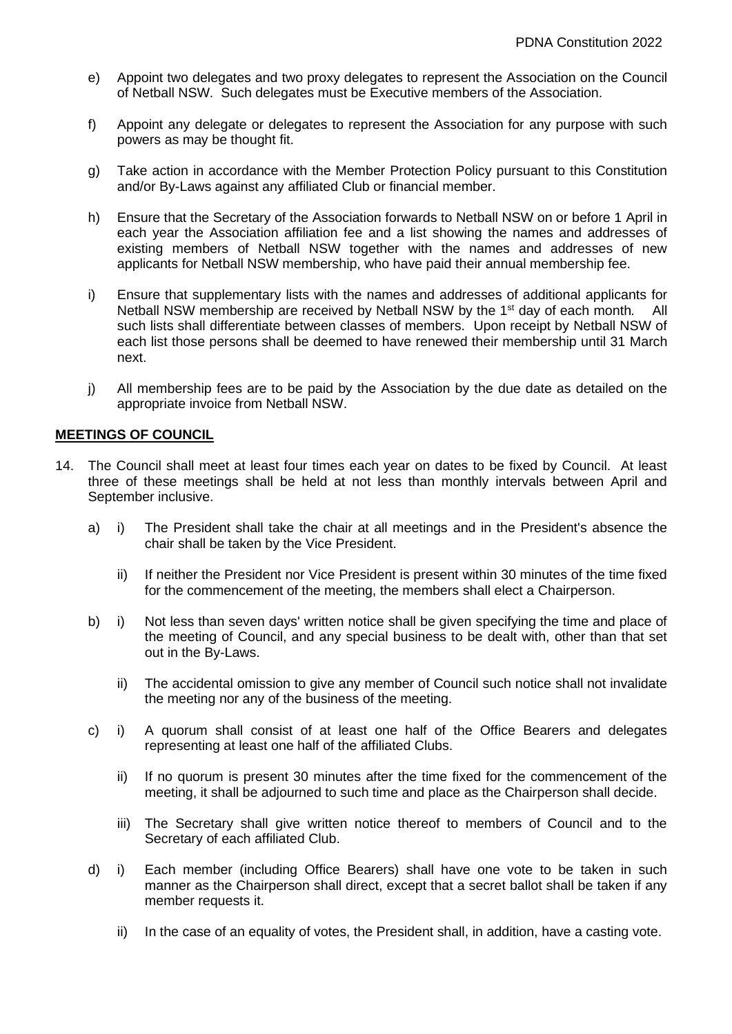e) Appoint two delegates and two proxy delegates to represent the Association on the Council of Netball NSW. Such delegates must be Executive members of the Association.

f) Appoint any delegate or delegates to represent the Association for any purpose with such powers as may be thought fit.

g) Take action in accordance with the Member Protection Policy pursuant to this Constitution and/or By-Laws against any affiliated Club or financial member.

h) Ensure that the Secretary of the Association forwards to Netball NSW on or before 1 April in each year the Association affiliation fee and a list showing the names and addresses of existing members of Netball NSW together with the names and addresses of new applicants for Netball NSW membership, who have paid their annual membership fee.

i) Ensure that supplementary lists with the names and addresses of additional applicants for Netball NSW membership are received by Netball NSW by the 1st day of each month. All such lists shall differentiate between classes of members. Upon receipt by Netball NSW of each list those persons shall be deemed to have renewed their membership until 31 March next.

j) All membership fees are to be paid by the Association by the due date as detailed on the appropriate invoice from Netball NSW.

**MEETINGS OF COUNCIL**

14. The Council shall meet at least four times each year on dates to be fixed by Council. At least three of these meetings shall be held at not less than monthly intervals between April and September inclusive.

    a) i) The President shall take the chair at all meetings and in the President's absence the chair shall be taken by the Vice President.

       ii) If neither the President nor Vice President is present within 30 minutes of the time fixed for the commencement of the meeting, the members shall elect a Chairperson.

    b) i) Not less than seven days' written notice shall be given specifying the time and place of the meeting of Council, and any special business to be dealt with, other than that set out in the By-Laws.

       ii) The accidental omission to give any member of Council such notice shall not invalidate the meeting nor any of the business of the meeting.

    c) i) A quorum shall consist of at least one half of the Office Bearers and delegates representing at least one half of the affiliated Clubs.

       ii) If no quorum is present 30 minutes after the time fixed for the commencement of the meeting, it shall be adjourned to such time and place as the Chairperson shall decide.

       iii) The Secretary shall give written notice thereof to members of Council and to the Secretary of each affiliated Club.

    d) i) Each member (including Office Bearers) shall have one vote to be taken in such manner as the Chairperson shall direct, except that a secret ballot shall be taken if any member requests it.

       ii) In the case of an equality of votes, the President shall, in addition, have a casting vote.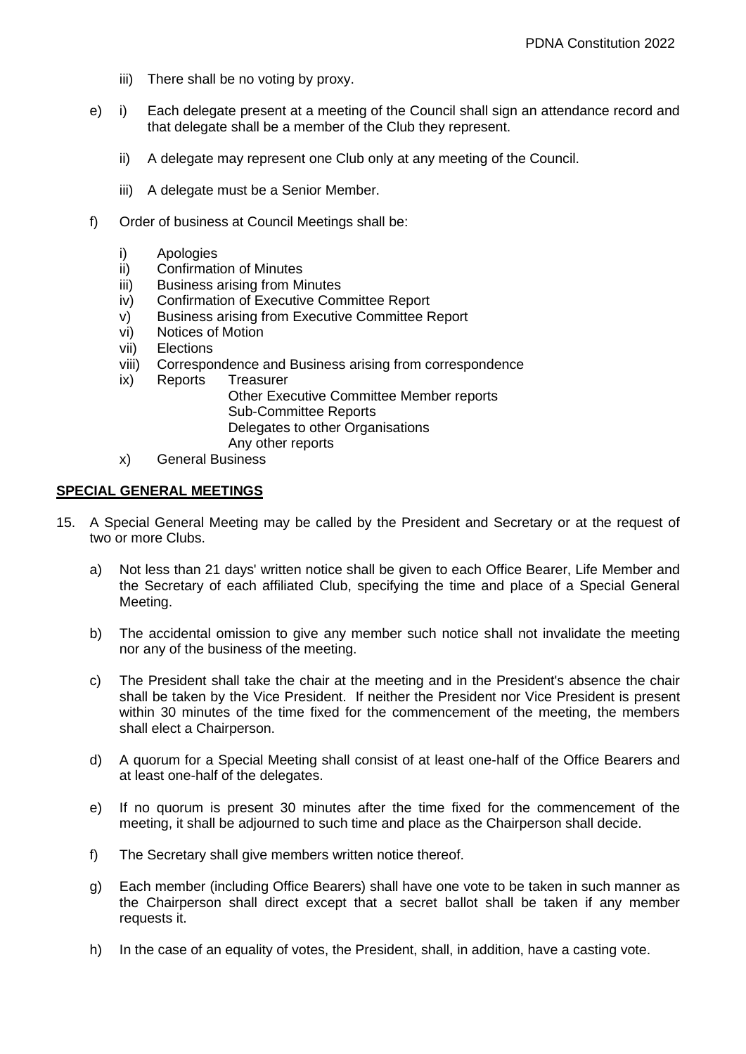iii) There shall be no voting by proxy.

e) i) Each delegate present at a meeting of the Council shall sign an attendance record and that delegate shall be a member of the Club they represent.

   ii) A delegate may represent one Club only at any meeting of the Council.

   iii) A delegate must be a Senior Member.

f) Order of business at Council Meetings shall be:

   i) Apologies
   ii) Confirmation of Minutes
   iii) Business arising from Minutes
   iv) Confirmation of Executive Committee Report
   v) Business arising from Executive Committee Report
   vi) Notices of Motion
   vii) Elections
   viii) Correspondence and Business arising from correspondence
   ix) Reports Treasurer
       Other Executive Committee Member reports
       Sub-Committee Reports
       Delegates to other Organisations
       Any other reports
   x) General Business

**SPECIAL GENERAL MEETINGS**

15. A Special General Meeting may be called by the President and Secretary or at the request of two or more Clubs.

   a) Not less than 21 days' written notice shall be given to each Office Bearer, Life Member and the Secretary of each affiliated Club, specifying the time and place of a Special General Meeting.

   b) The accidental omission to give any member such notice shall not invalidate the meeting nor any of the business of the meeting.

   c) The President shall take the chair at the meeting and in the President's absence the chair shall be taken by the Vice President. If neither the President nor Vice President is present within 30 minutes of the time fixed for the commencement of the meeting, the members shall elect a Chairperson.

   d) A quorum for a Special Meeting shall consist of at least one-half of the Office Bearers and at least one-half of the delegates.

   e) If no quorum is present 30 minutes after the time fixed for the commencement of the meeting, it shall be adjourned to such time and place as the Chairperson shall decide.

   f) The Secretary shall give members written notice thereof.

   g) Each member (including Office Bearers) shall have one vote to be taken in such manner as the Chairperson shall direct except that a secret ballot shall be taken if any member requests it.

   h) In the case of an equality of votes, the President, shall, in addition, have a casting vote.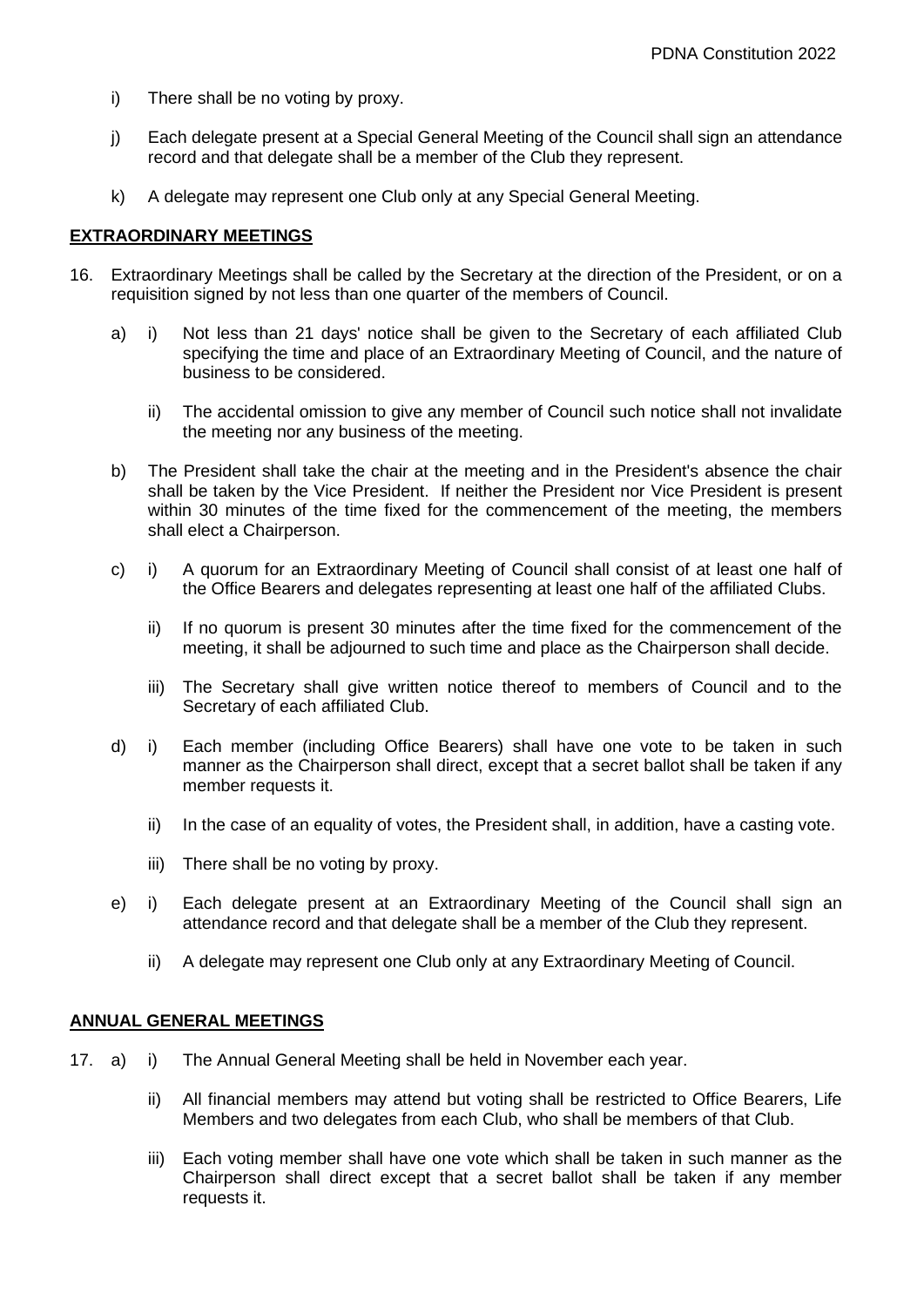i) There shall be no voting by proxy.

j) Each delegate present at a Special General Meeting of the Council shall sign an attendance record and that delegate shall be a member of the Club they represent.

k) A delegate may represent one Club only at any Special General Meeting.

## EXTRAORDINARY MEETINGS

16. Extraordinary Meetings shall be called by the Secretary at the direction of the President, or on a requisition signed by not less than one quarter of the members of Council.

    a) i) Not less than 21 days' notice shall be given to the Secretary of each affiliated Club specifying the time and place of an Extraordinary Meeting of Council, and the nature of business to be considered.

       ii) The accidental omission to give any member of Council such notice shall not invalidate the meeting nor any business of the meeting.

    b) The President shall take the chair at the meeting and in the President's absence the chair shall be taken by the Vice President. If neither the President nor Vice President is present within 30 minutes of the time fixed for the commencement of the meeting, the members shall elect a Chairperson.

    c) i) A quorum for an Extraordinary Meeting of Council shall consist of at least one half of the Office Bearers and delegates representing at least one half of the affiliated Clubs.

       ii) If no quorum is present 30 minutes after the time fixed for the commencement of the meeting, it shall be adjourned to such time and place as the Chairperson shall decide.

       iii) The Secretary shall give written notice thereof to members of Council and to the Secretary of each affiliated Club.

    d) i) Each member (including Office Bearers) shall have one vote to be taken in such manner as the Chairperson shall direct, except that a secret ballot shall be taken if any member requests it.

       ii) In the case of an equality of votes, the President shall, in addition, have a casting vote.

       iii) There shall be no voting by proxy.

    e) i) Each delegate present at an Extraordinary Meeting of the Council shall sign an attendance record and that delegate shall be a member of the Club they represent.

       ii) A delegate may represent one Club only at any Extraordinary Meeting of Council.

## ANNUAL GENERAL MEETINGS

17. a) i) The Annual General Meeting shall be held in November each year.

       ii) All financial members may attend but voting shall be restricted to Office Bearers, Life Members and two delegates from each Club, who shall be members of that Club.

       iii) Each voting member shall have one vote which shall be taken in such manner as the Chairperson shall direct except that a secret ballot shall be taken if any member requests it.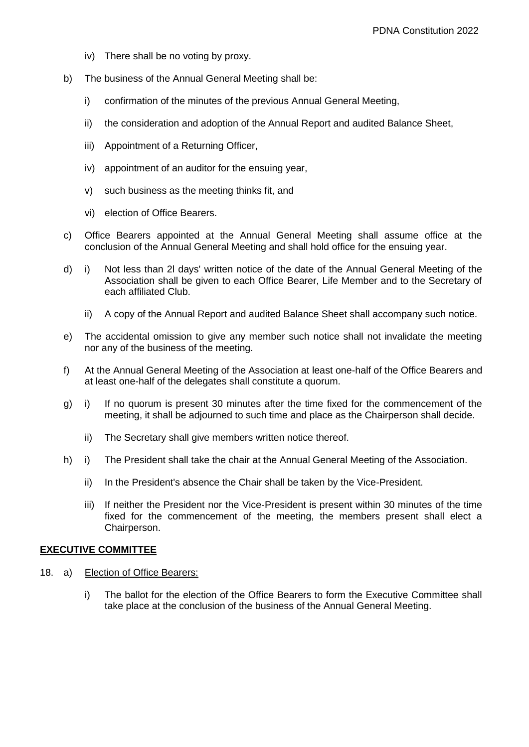- iv) There shall be no voting by proxy.

- b) The business of the Annual General Meeting shall be:

    - i) confirmation of the minutes of the previous Annual General Meeting,
    - ii) the consideration and adoption of the Annual Report and audited Balance Sheet,
    - iii) Appointment of a Returning Officer,
    - iv) appointment of an auditor for the ensuing year,
    - v) such business as the meeting thinks fit, and
    - vi) election of Office Bearers.

- c) Office Bearers appointed at the Annual General Meeting shall assume office at the conclusion of the Annual General Meeting and shall hold office for the ensuing year.

- d) i) Not less than 2l days' written notice of the date of the Annual General Meeting of the Association shall be given to each Office Bearer, Life Member and to the Secretary of each affiliated Club.

    ii) A copy of the Annual Report and audited Balance Sheet shall accompany such notice.

- e) The accidental omission to give any member such notice shall not invalidate the meeting nor any of the business of the meeting.

- f) At the Annual General Meeting of the Association at least one-half of the Office Bearers and at least one-half of the delegates shall constitute a quorum.

- g) i) If no quorum is present 30 minutes after the time fixed for the commencement of the meeting, it shall be adjourned to such time and place as the Chairperson shall decide.

    ii) The Secretary shall give members written notice thereof.

- h) i) The President shall take the chair at the Annual General Meeting of the Association.

    ii) In the President's absence the Chair shall be taken by the Vice-President.

    iii) If neither the President nor the Vice-President is present within 30 minutes of the time fixed for the commencement of the meeting, the members present shall elect a Chairperson.

## EXECUTIVE COMMITTEE

18. a) Election of Office Bearers:

    i) The ballot for the election of the Office Bearers to form the Executive Committee shall take place at the conclusion of the business of the Annual General Meeting.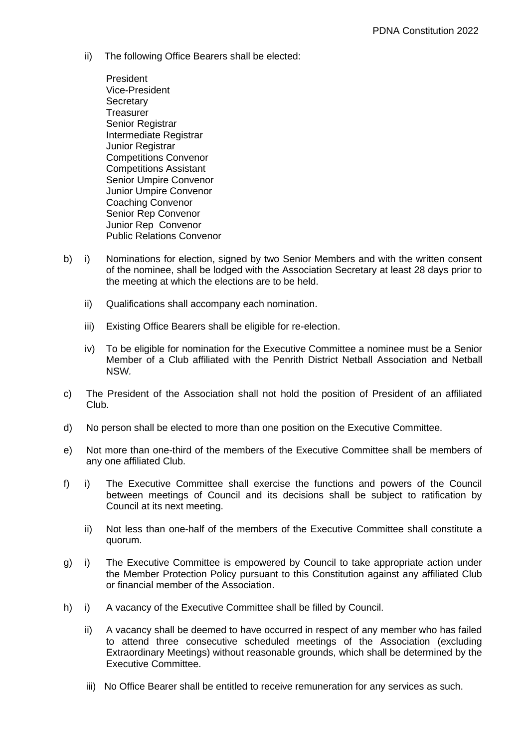ii) The following Office Bearers shall be elected:

President
Vice-President
Secretary
Treasurer
Senior Registrar
Intermediate Registrar
Junior Registrar
Competitions Convenor
Competitions Assistant
Senior Umpire Convenor
Junior Umpire Convenor
Coaching Convenor
Senior Rep Convenor
Junior Rep Convenor
Public Relations Convenor

b) i) Nominations for election, signed by two Senior Members and with the written consent of the nominee, shall be lodged with the Association Secretary at least 28 days prior to the meeting at which the elections are to be held.

ii) Qualifications shall accompany each nomination.

iii) Existing Office Bearers shall be eligible for re-election.

iv) To be eligible for nomination for the Executive Committee a nominee must be a Senior Member of a Club affiliated with the Penrith District Netball Association and Netball NSW.

c) The President of the Association shall not hold the position of President of an affiliated Club.

d) No person shall be elected to more than one position on the Executive Committee.

e) Not more than one-third of the members of the Executive Committee shall be members of any one affiliated Club.

f) i) The Executive Committee shall exercise the functions and powers of the Council between meetings of Council and its decisions shall be subject to ratification by Council at its next meeting.

ii) Not less than one-half of the members of the Executive Committee shall constitute a quorum.

g) i) The Executive Committee is empowered by Council to take appropriate action under the Member Protection Policy pursuant to this Constitution against any affiliated Club or financial member of the Association.

h) i) A vacancy of the Executive Committee shall be filled by Council.

ii) A vacancy shall be deemed to have occurred in respect of any member who has failed to attend three consecutive scheduled meetings of the Association (excluding Extraordinary Meetings) without reasonable grounds, which shall be determined by the Executive Committee.

iii) No Office Bearer shall be entitled to receive remuneration for any services as such.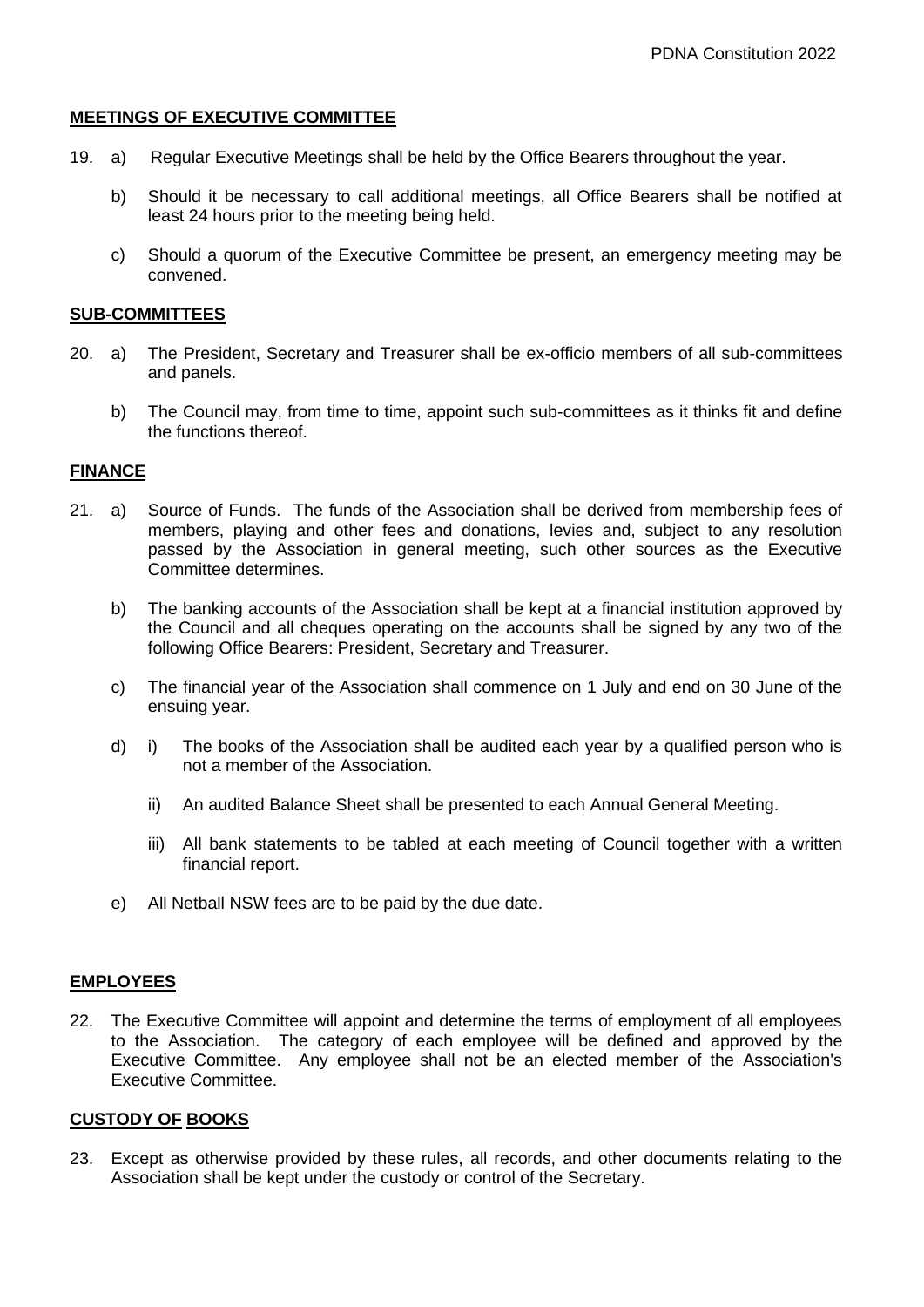## MEETINGS OF EXECUTIVE COMMITTEE

19. a) Regular Executive Meetings shall be held by the Office Bearers throughout the year.

    b) Should it be necessary to call additional meetings, all Office Bearers shall be notified at least 24 hours prior to the meeting being held.

    c) Should a quorum of the Executive Committee be present, an emergency meeting may be convened.

## SUB-COMMITTEES

20. a) The President, Secretary and Treasurer shall be ex-officio members of all sub-committees and panels.

    b) The Council may, from time to time, appoint such sub-committees as it thinks fit and define the functions thereof.

## FINANCE

21. a) Source of Funds. The funds of the Association shall be derived from membership fees of members, playing and other fees and donations, levies and, subject to any resolution passed by the Association in general meeting, such other sources as the Executive Committee determines.

    b) The banking accounts of the Association shall be kept at a financial institution approved by the Council and all cheques operating on the accounts shall be signed by any two of the following Office Bearers: President, Secretary and Treasurer.

    c) The financial year of the Association shall commence on 1 July and end on 30 June of the ensuing year.

    d) i) The books of the Association shall be audited each year by a qualified person who is not a member of the Association.

       ii) An audited Balance Sheet shall be presented to each Annual General Meeting.

       iii) All bank statements to be tabled at each meeting of Council together with a written financial report.

    e) All Netball NSW fees are to be paid by the due date.

## EMPLOYEES

22. The Executive Committee will appoint and determine the terms of employment of all employees to the Association. The category of each employee will be defined and approved by the Executive Committee. Any employee shall not be an elected member of the Association's Executive Committee.

## CUSTODY OF BOOKS

23. Except as otherwise provided by these rules, all records, and other documents relating to the Association shall be kept under the custody or control of the Secretary.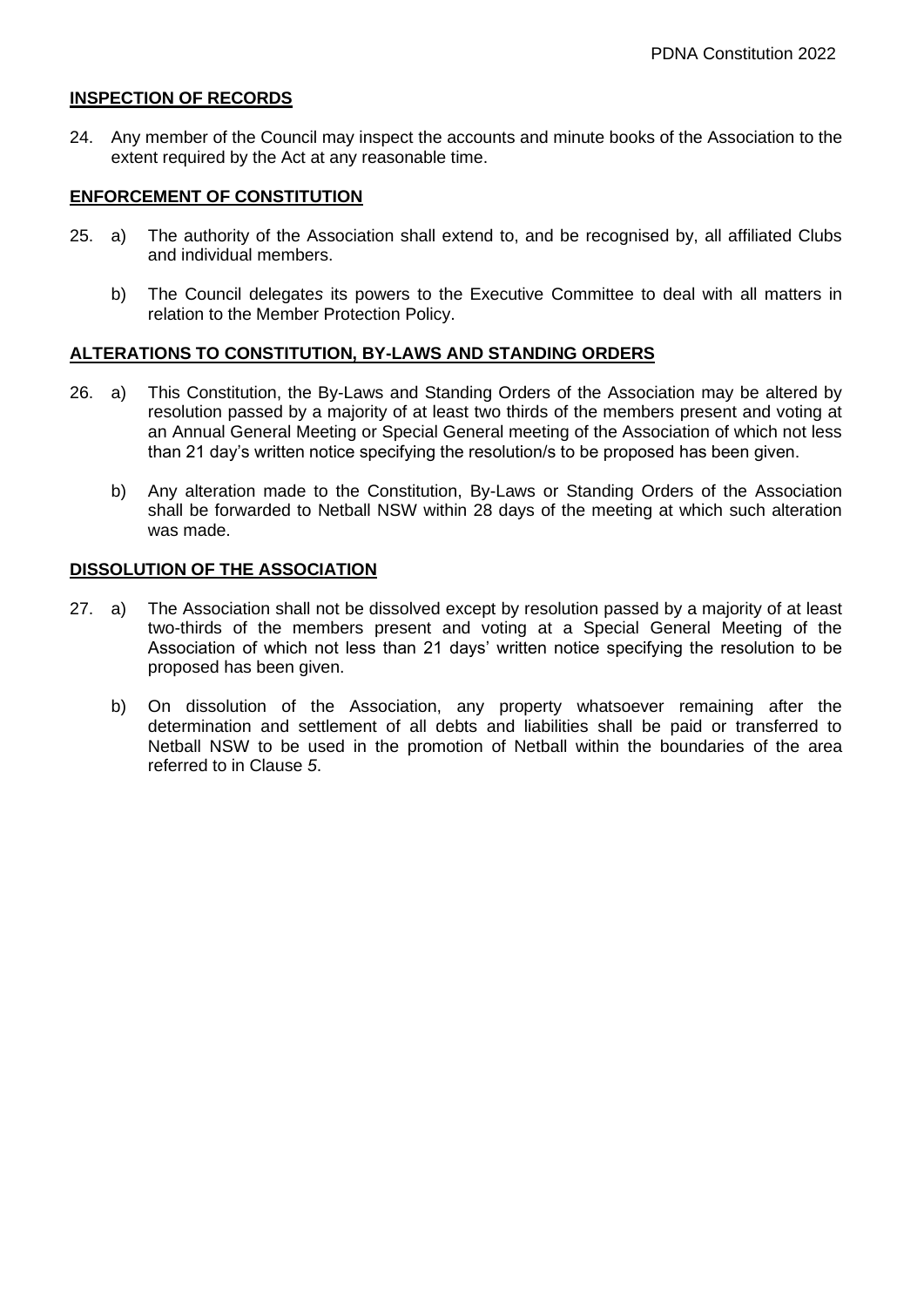**INSPECTION OF RECORDS**

24. Any member of the Council may inspect the accounts and minute books of the Association to the extent required by the Act at any reasonable time.

**ENFORCEMENT OF CONSTITUTION**

25. a) The authority of the Association shall extend to, and be recognised by, all affiliated Clubs and individual members.

    b) The Council delegates its powers to the Executive Committee to deal with all matters in relation to the Member Protection Policy.

**ALTERATIONS TO CONSTITUTION, BY-LAWS AND STANDING ORDERS**

26. a) This Constitution, the By-Laws and Standing Orders of the Association may be altered by resolution passed by a majority of at least two thirds of the members present and voting at an Annual General Meeting or Special General meeting of the Association of which not less than 21 day's written notice specifying the resolution/s to be proposed has been given.

    b) Any alteration made to the Constitution, By-Laws or Standing Orders of the Association shall be forwarded to Netball NSW within 28 days of the meeting at which such alteration was made.

**DISSOLUTION OF THE ASSOCIATION**

27. a) The Association shall not be dissolved except by resolution passed by a majority of at least two-thirds of the members present and voting at a Special General Meeting of the Association of which not less than 21 days' written notice specifying the resolution to be proposed has been given.

    b) On dissolution of the Association, any property whatsoever remaining after the determination and settlement of all debts and liabilities shall be paid or transferred to Netball NSW to be used in the promotion of Netball within the boundaries of the area referred to in Clause *5*.